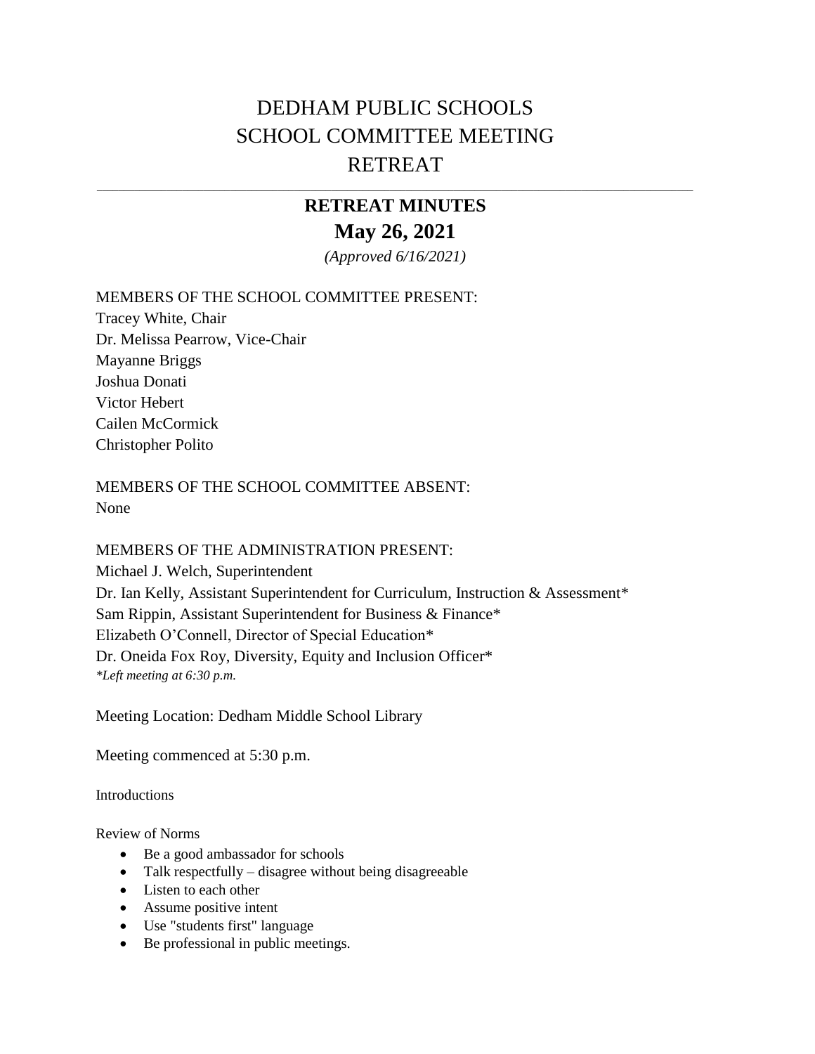# DEDHAM PUBLIC SCHOOLS
# SCHOOL COMMITTEE MEETING
# RETREAT

---

## RETREAT MINUTES

## May 26, 2021

*(Approved 6/16/2021)*

MEMBERS OF THE SCHOOL COMMITTEE PRESENT:
Tracey White, Chair
Dr. Melissa Pearrow, Vice-Chair
Mayanne Briggs
Joshua Donati
Victor Hebert
Cailen McCormick
Christopher Polito

MEMBERS OF THE SCHOOL COMMITTEE ABSENT:
None

MEMBERS OF THE ADMINISTRATION PRESENT:
Michael J. Welch, Superintendent
Dr. Ian Kelly, Assistant Superintendent for Curriculum, Instruction & Assessment*
Sam Rippin, Assistant Superintendent for Business & Finance*
Elizabeth O'Connell, Director of Special Education*
Dr. Oneida Fox Roy, Diversity, Equity and Inclusion Officer*
*\*Left meeting at 6:30 p.m.*

Meeting Location: Dedham Middle School Library

Meeting commenced at 5:30 p.m.

Introductions

Review of Norms

- Be a good ambassador for schools
- Talk respectfully – disagree without being disagreeable
- Listen to each other
- Assume positive intent
- Use "students first" language
- Be professional in public meetings.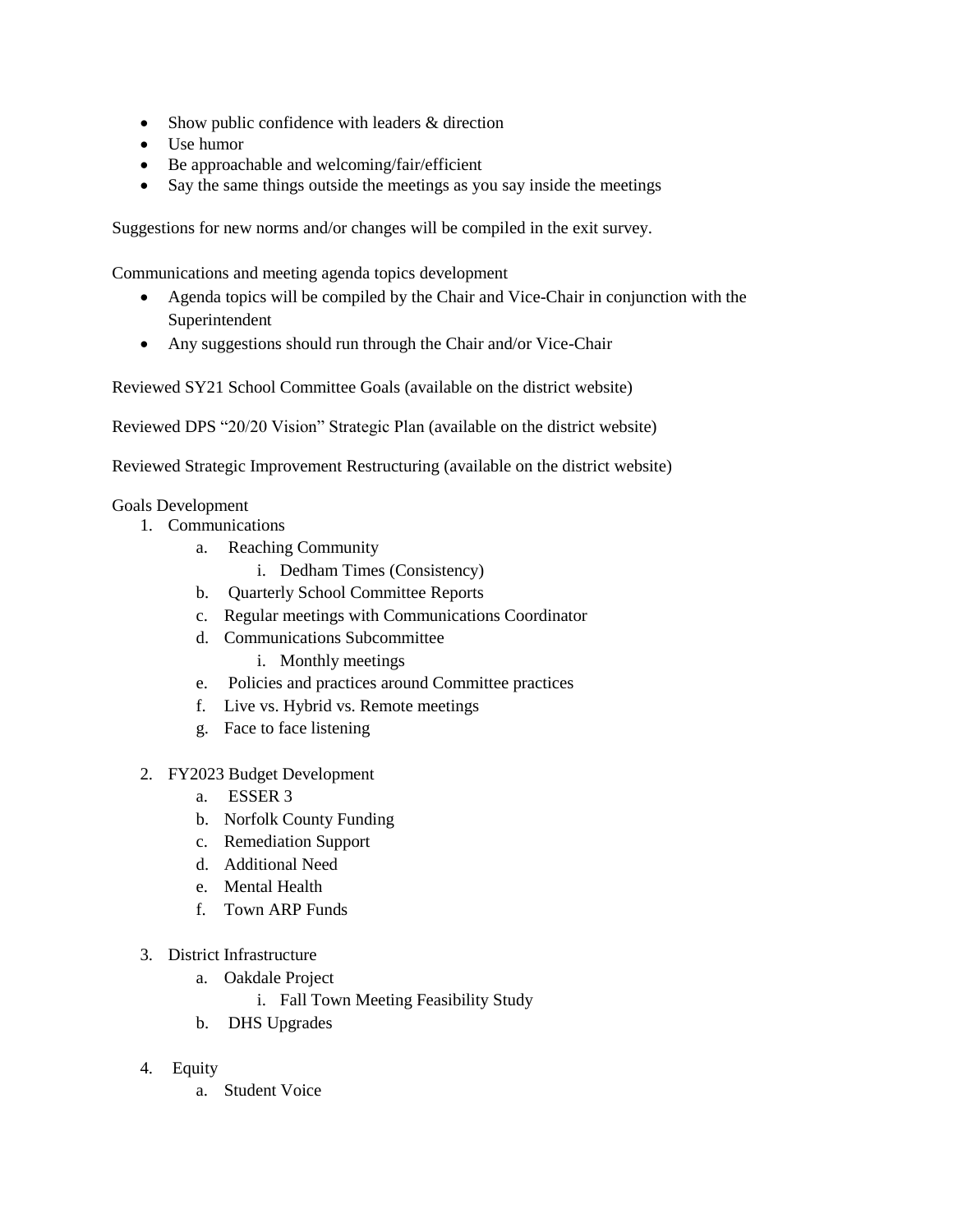- Show public confidence with leaders & direction
- Use humor
- Be approachable and welcoming/fair/efficient
- Say the same things outside the meetings as you say inside the meetings

Suggestions for new norms and/or changes will be compiled in the exit survey.

Communications and meeting agenda topics development

- Agenda topics will be compiled by the Chair and Vice-Chair in conjunction with the Superintendent
- Any suggestions should run through the Chair and/or Vice-Chair

Reviewed SY21 School Committee Goals (available on the district website)

Reviewed DPS "20/20 Vision" Strategic Plan (available on the district website)

Reviewed Strategic Improvement Restructuring (available on the district website)

Goals Development

1. Communications
    a. Reaching Community
        i. Dedham Times (Consistency)
    b. Quarterly School Committee Reports
    c. Regular meetings with Communications Coordinator
    d. Communications Subcommittee
        i. Monthly meetings
    e. Policies and practices around Committee practices
    f. Live vs. Hybrid vs. Remote meetings
    g. Face to face listening

2. FY2023 Budget Development
    a. ESSER 3
    b. Norfolk County Funding
    c. Remediation Support
    d. Additional Need
    e. Mental Health
    f. Town ARP Funds

3. District Infrastructure
    a. Oakdale Project
        i. Fall Town Meeting Feasibility Study
    b. DHS Upgrades

4. Equity
    a. Student Voice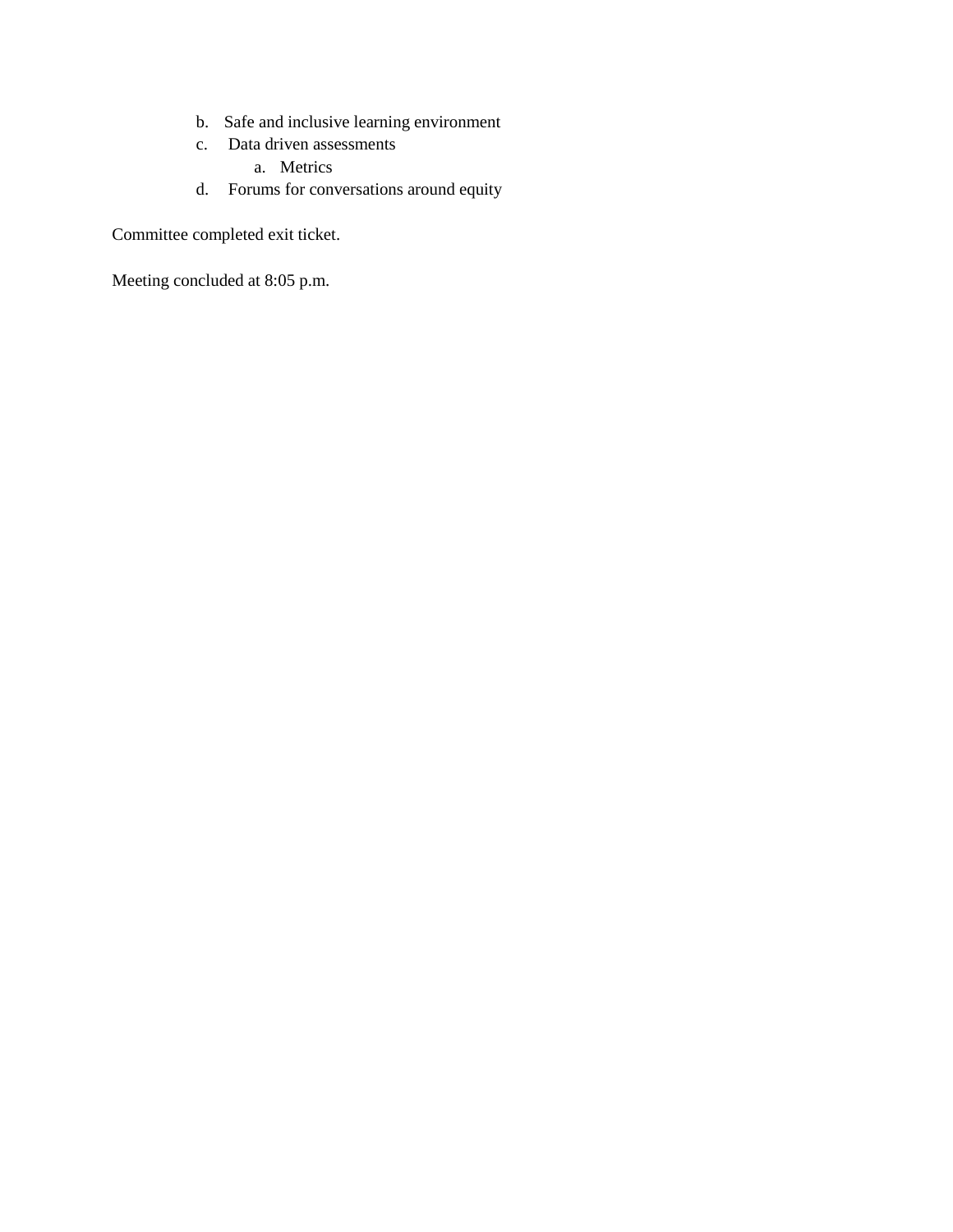b. Safe and inclusive learning environment
   c. Data driven assessments
      a. Metrics
   d. Forums for conversations around equity

Committee completed exit ticket.

Meeting concluded at 8:05 p.m.